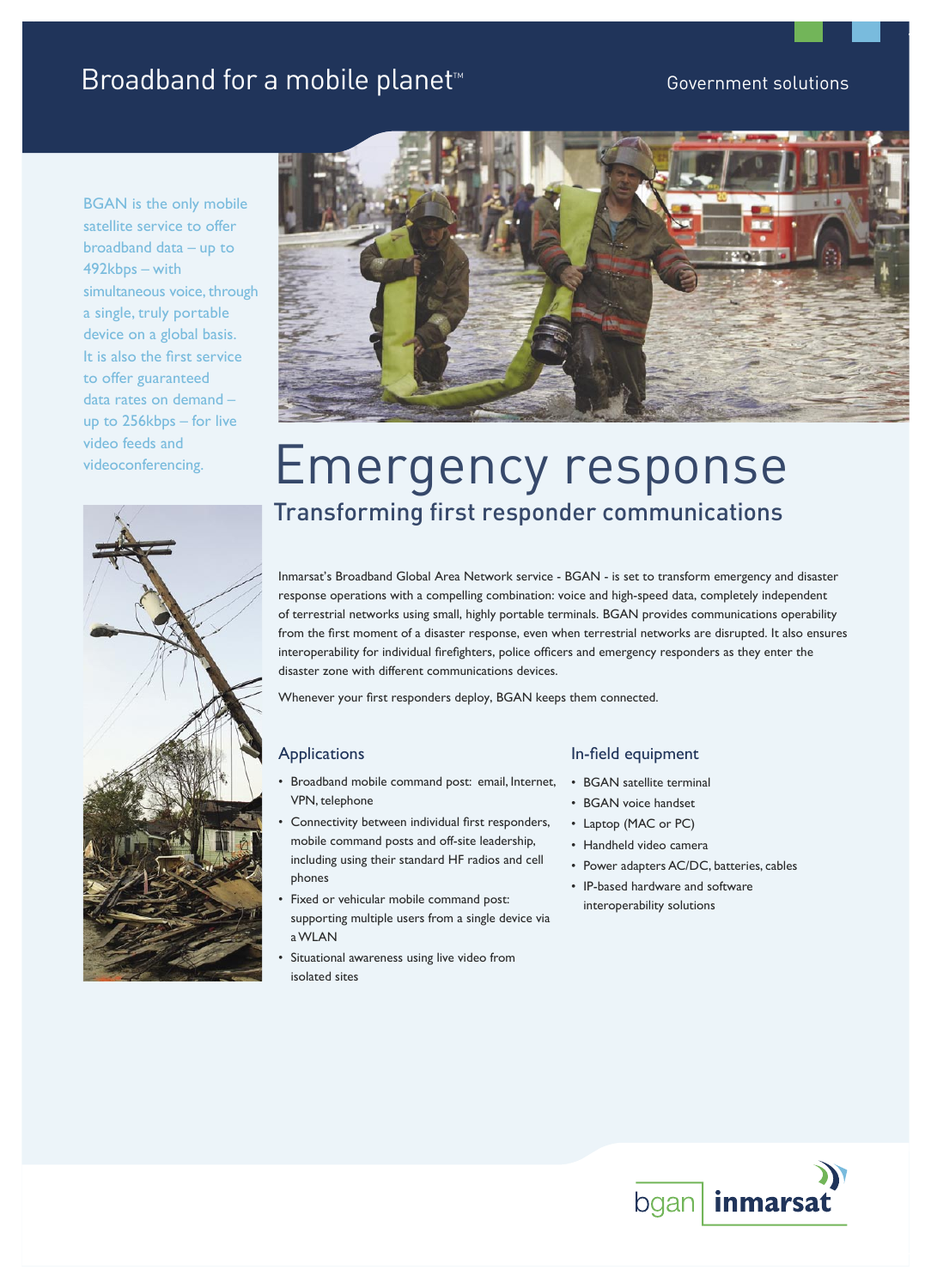Broadband for a mobile planet™

Government solutions

BGAN is the only mobile satellite service to offer broadband data – up to 492kbps – with simultaneous voice, through a single, truly portable device on a global basis. It is also the first service to offer guaranteed data rates on demand – up to 256kbps – for live video feeds and videoconferencing.

# Emergency response

## Transforming first responder communications

Inmarsat's Broadband Global Area Network service - BGAN - is set to transform emergency and disaster response operations with a compelling combination: voice and high-speed data, completely independent of terrestrial networks using small, highly portable terminals. BGAN provides communications operability from the first moment of a disaster response, even when terrestrial networks are disrupted. It also ensures interoperability for individual firefighters, police officers and emergency responders as they enter the disaster zone with different communications devices.

Whenever your first responders deploy, BGAN keeps them connected.

### Applications

- Broadband mobile command post: email, Internet, VPN, telephone
- Connectivity between individual first responders, mobile command posts and off-site leadership, including using their standard HF radios and cell phones
- Fixed or vehicular mobile command post: supporting multiple users from a single device via a WLAN
- Situational awareness using live video from isolated sites

### In-field equipment

- BGAN satellite terminal
- BGAN voice handset
- Laptop (MAC or PC)
- Handheld video camera
- Power adapters AC/DC, batteries, cables
- IP-based hardware and software interoperability solutions

bgan | inmarsat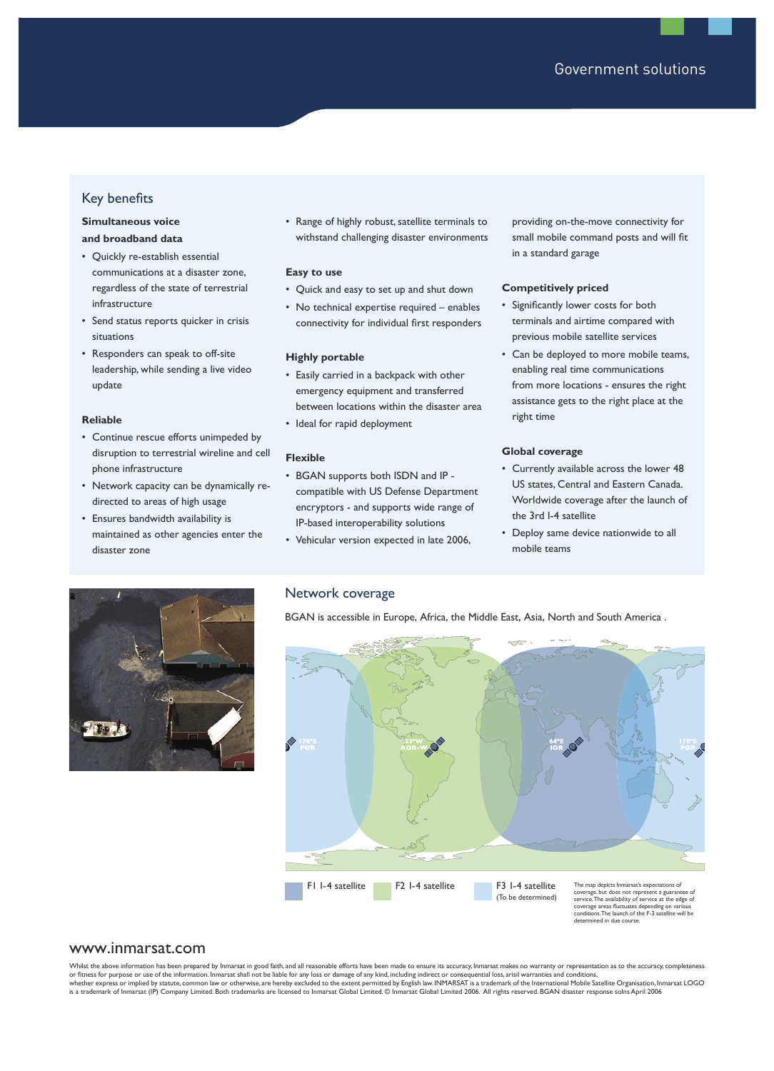# Government solutions

## Key benefits

### Simultaneous voice and broadband data

- Quickly re-establish essential communications at a disaster zone, regardless of the state of terrestrial infrastructure
- Send status reports quicker in crisis situations
- Responders can speak to off-site leadership, while sending a live video update

### Reliable

- Continue rescue efforts unimpeded by disruption to terrestrial wireline and cell phone infrastructure
- Network capacity can be dynamically re-directed to areas of high usage
- Ensures bandwidth availability is maintained as other agencies enter the disaster zone
- Range of highly robust, satellite terminals to withstand challenging disaster environments

### Easy to use

- Quick and easy to set up and shut down
- No technical expertise required – enables connectivity for individual first responders

### Highly portable

- Easily carried in a backpack with other emergency equipment and transferred between locations within the disaster area
- Ideal for rapid deployment

### Flexible

- BGAN supports both ISDN and IP - compatible with US Defense Department encryptors - and supports wide range of IP-based interoperability solutions
- Vehicular version expected in late 2006, providing on-the-move connectivity for small mobile command posts and will fit in a standard garage

### Competitively priced

- Significantly lower costs for both terminals and airtime compared with previous mobile satellite services
- Can be deployed to more mobile teams, enabling real time communications from more locations - ensures the right assistance gets to the right place at the right time

### Global coverage

- Currently available across the lower 48 US states, Central and Eastern Canada. Worldwide coverage after the launch of the 3rd I-4 satellite
- Deploy same device nationwide to all mobile teams

## Network coverage

BGAN is accessible in Europe, Africa, the Middle East, Asia, North and South America .

178°E POR

53°W AOR-W

64°E IOR

178°E POR

F1 I-4 satellite

F2 I-4 satellite

F3 I-4 satellite (To be determined)

The map depicts Inmarsat's expectations of coverage, but does not represent a guarantee of service. The availability of service at the edge of coverage areas fluctuates depending on various conditions. The launch of the F-3 satellite will be determined in due course.

www.inmarsat.com

Whilst the above information has been prepared by Inmarsat in good faith, and all reasonable efforts have been made to ensure its accuracy, Inmarsat makes no warranty or representation as to the accuracy, completeness or fitness for purpose or use of the information. Inmarsat shall not be liable for any loss or damage of any kind, including indirect or consequential loss, arisil warranties and conditions, whether express or implied by statute, common law or otherwise, are hereby excluded to the extent permitted by English law. INMARSAT is a trademark of the International Mobile Satellite Organisation, Inmarsat LOGO is a trademark of Inmarsat (IP) Company Limited. Both trademarks are licensed to Inmarsat Global Limited. © Inmarsat Global Limited 2006. All rights reserved. BGAN disaster response solns April 2006